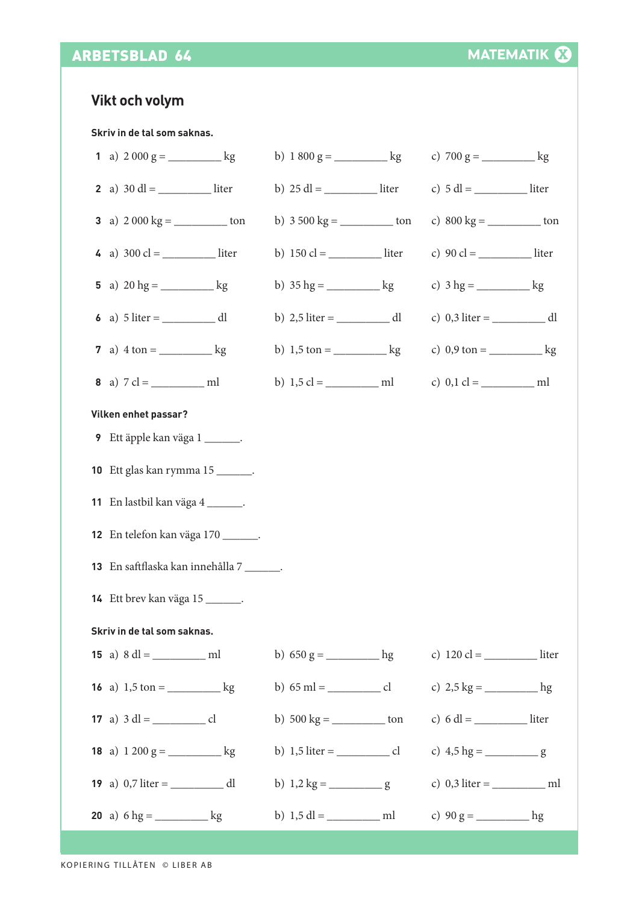ARBETSBLAD 64 — MATEMATIK X

## Vikt och volym

**Skriv in de tal som saknas.**

**1** a) 2 000 g = _________ kg  b) 1 800 g = _________ kg  c) 700 g = _________ kg

**2** a) 30 dl = _________ liter  b) 25 dl = _________ liter  c) 5 dl = _________ liter

**3** a) 2 000 kg = _________ ton  b) 3 500 kg = _________ ton  c) 800 kg = _________ ton

**4** a) 300 cl = _________ liter  b) 150 cl = _________ liter  c) 90 cl = _________ liter

**5** a) 20 hg = _________ kg  b) 35 hg = _________ kg  c) 3 hg = _________ kg

**6** a) 5 liter = _________ dl  b) 2,5 liter = _________ dl  c) 0,3 liter = _________ dl

**7** a) 4 ton = _________ kg  b) 1,5 ton = _________ kg  c) 0,9 ton = _________ kg

**8** a) 7 cl = _________ ml  b) 1,5 cl = _________ ml  c) 0,1 cl = _________ ml

**Vilken enhet passar?**

**9** Ett äpple kan väga 1 ______.

**10** Ett glas kan rymma 15 ______.

**11** En lastbil kan väga 4 ______.

**12** En telefon kan väga 170 ______.

**13** En saftflaska kan innehålla 7 ______.

**14** Ett brev kan väga 15 ______.

**Skriv in de tal som saknas.**

**15** a) 8 dl = _________ ml  b) 650 g = _________ hg  c) 120 cl = _________ liter

**16** a) 1,5 ton = _________ kg  b) 65 ml = _________ cl  c) 2,5 kg = _________ hg

**17** a) 3 dl = _________ cl  b) 500 kg = _________ ton  c) 6 dl = _________ liter

**18** a) 1 200 g = _________ kg  b) 1,5 liter = _________ cl  c) 4,5 hg = _________ g

**19** a) 0,7 liter = _________ dl  b) 1,2 kg = _________ g  c) 0,3 liter = _________ ml

**20** a) 6 hg = _________ kg  b) 1,5 dl = _________ ml  c) 90 g = _________ hg

KOPIERING TILLÅTEN © LIBER AB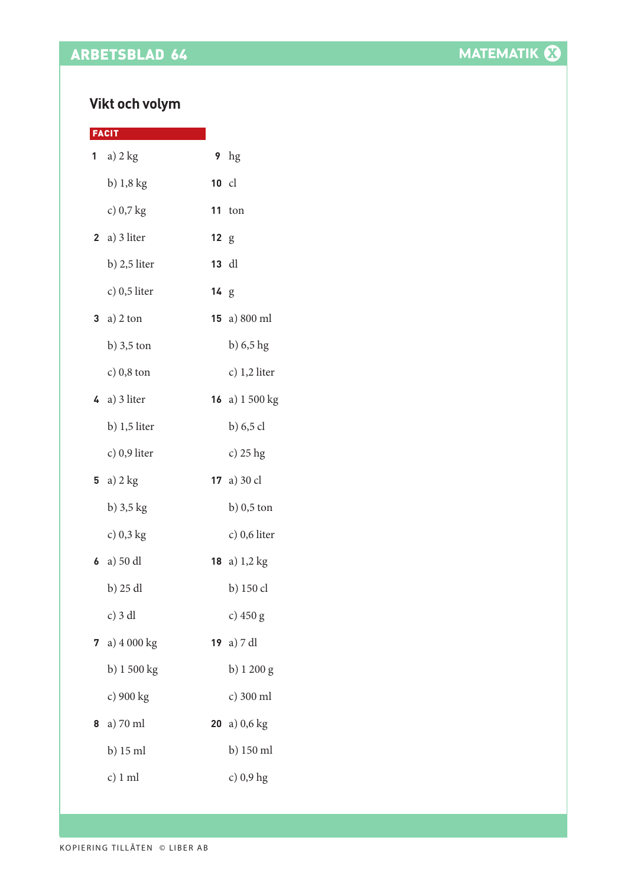# Vikt och volym

**FACIT**

1. a) 2 kg
   b) 1,8 kg
   c) 0,7 kg
2. a) 3 liter
   b) 2,5 liter
   c) 0,5 liter
3. a) 2 ton
   b) 3,5 ton
   c) 0,8 ton
4. a) 3 liter
   b) 1,5 liter
   c) 0,9 liter
5. a) 2 kg
   b) 3,5 kg
   c) 0,3 kg
6. a) 50 dl
   b) 25 dl
   c) 3 dl
7. a) 4 000 kg
   b) 1 500 kg
   c) 900 kg
8. a) 70 ml
   b) 15 ml
   c) 1 ml
9. hg
10. cl
11. ton
12. g
13. dl
14. g
15. a) 800 ml
    b) 6,5 hg
    c) 1,2 liter
16. a) 1 500 kg
    b) 6,5 cl
    c) 25 hg
17. a) 30 cl
    b) 0,5 ton
    c) 0,6 liter
18. a) 1,2 kg
    b) 150 cl
    c) 450 g
19. a) 7 dl
    b) 1 200 g
    c) 300 ml
20. a) 0,6 kg
    b) 150 ml
    c) 0,9 hg